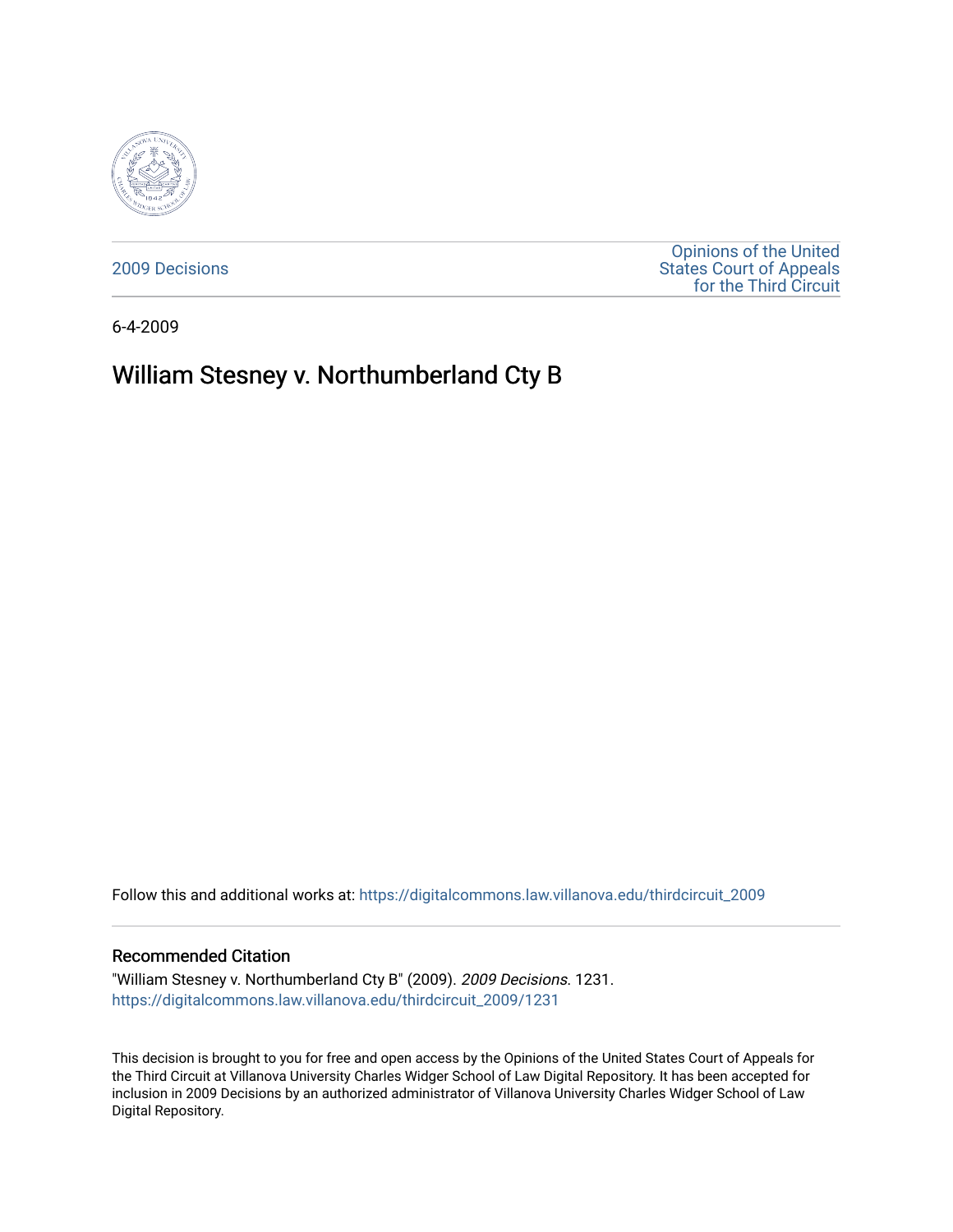2009 Decisions

Opinions of the United States Court of Appeals for the Third Circuit

6-4-2009

# William Stesney v. Northumberland Cty B

Follow this and additional works at: https://digitalcommons.law.villanova.edu/thirdcircuit_2009

## Recommended Citation

"William Stesney v. Northumberland Cty B" (2009). *2009 Decisions*. 1231.
https://digitalcommons.law.villanova.edu/thirdcircuit_2009/1231

This decision is brought to you for free and open access by the Opinions of the United States Court of Appeals for the Third Circuit at Villanova University Charles Widger School of Law Digital Repository. It has been accepted for inclusion in 2009 Decisions by an authorized administrator of Villanova University Charles Widger School of Law Digital Repository.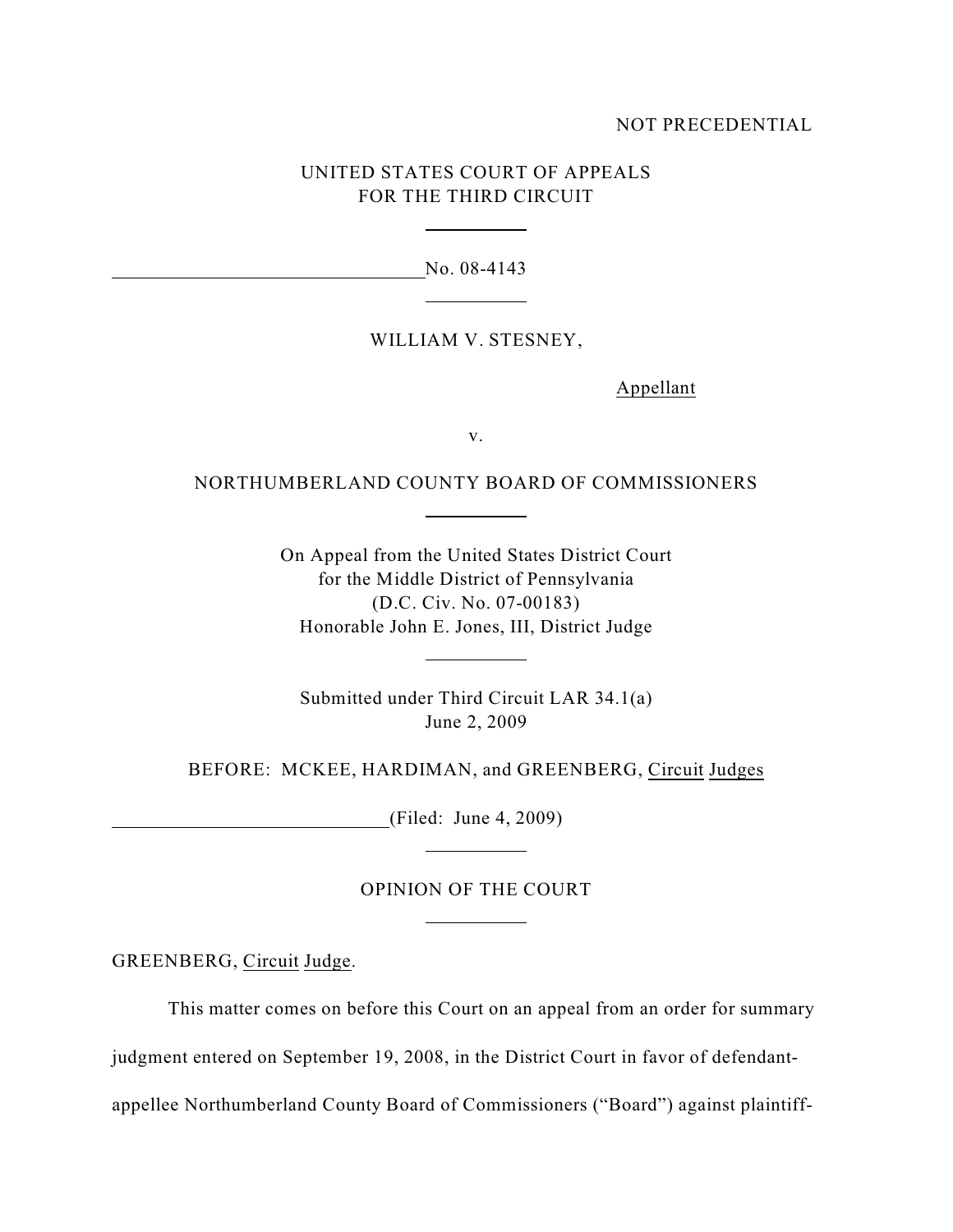NOT PRECEDENTIAL

UNITED STATES COURT OF APPEALS
FOR THE THIRD CIRCUIT

No. 08-4143

WILLIAM V. STESNEY,

Appellant

v.

NORTHUMBERLAND COUNTY BOARD OF COMMISSIONERS

On Appeal from the United States District Court
for the Middle District of Pennsylvania
(D.C. Civ. No. 07-00183)
Honorable John E. Jones, III, District Judge

Submitted under Third Circuit LAR 34.1(a)
June 2, 2009

BEFORE: MCKEE, HARDIMAN, and GREENBERG, Circuit Judges

(Filed: June 4, 2009)

OPINION OF THE COURT

GREENBERG, Circuit Judge.

This matter comes on before this Court on an appeal from an order for summary judgment entered on September 19, 2008, in the District Court in favor of defendant-appellee Northumberland County Board of Commissioners ("Board") against plaintiff-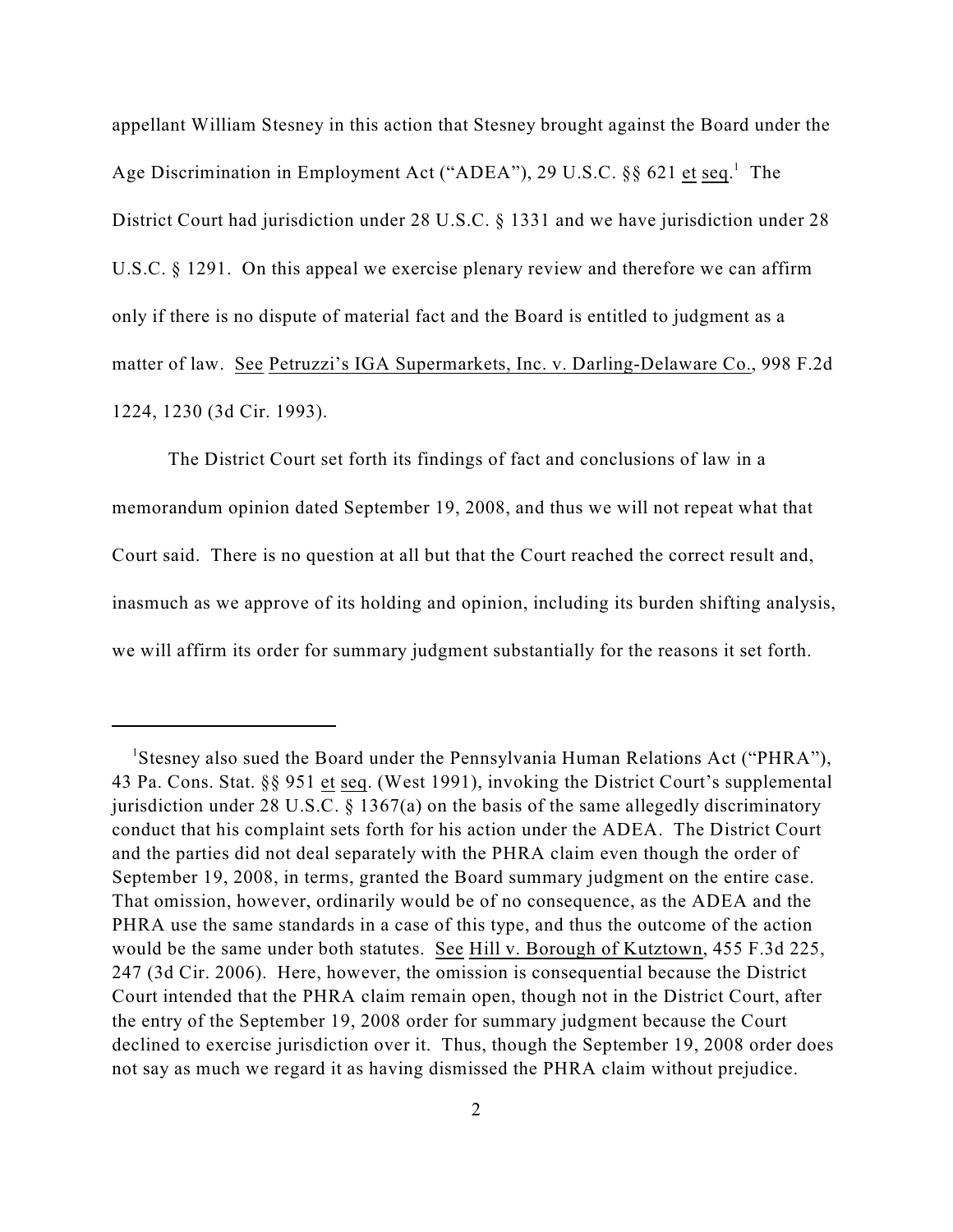appellant William Stesney in this action that Stesney brought against the Board under the Age Discrimination in Employment Act ("ADEA"), 29 U.S.C. §§ 621 et seq.[1] The District Court had jurisdiction under 28 U.S.C. § 1331 and we have jurisdiction under 28 U.S.C. § 1291. On this appeal we exercise plenary review and therefore we can affirm only if there is no dispute of material fact and the Board is entitled to judgment as a matter of law. See Petruzzi's IGA Supermarkets, Inc. v. Darling-Delaware Co., 998 F.2d 1224, 1230 (3d Cir. 1993).

The District Court set forth its findings of fact and conclusions of law in a memorandum opinion dated September 19, 2008, and thus we will not repeat what that Court said. There is no question at all but that the Court reached the correct result and, inasmuch as we approve of its holding and opinion, including its burden shifting analysis, we will affirm its order for summary judgment substantially for the reasons it set forth.

---

[1]Stesney also sued the Board under the Pennsylvania Human Relations Act ("PHRA"), 43 Pa. Cons. Stat. §§ 951 et seq. (West 1991), invoking the District Court's supplemental jurisdiction under 28 U.S.C. § 1367(a) on the basis of the same allegedly discriminatory conduct that his complaint sets forth for his action under the ADEA. The District Court and the parties did not deal separately with the PHRA claim even though the order of September 19, 2008, in terms, granted the Board summary judgment on the entire case. That omission, however, ordinarily would be of no consequence, as the ADEA and the PHRA use the same standards in a case of this type, and thus the outcome of the action would be the same under both statutes. See Hill v. Borough of Kutztown, 455 F.3d 225, 247 (3d Cir. 2006). Here, however, the omission is consequential because the District Court intended that the PHRA claim remain open, though not in the District Court, after the entry of the September 19, 2008 order for summary judgment because the Court declined to exercise jurisdiction over it. Thus, though the September 19, 2008 order does not say as much we regard it as having dismissed the PHRA claim without prejudice.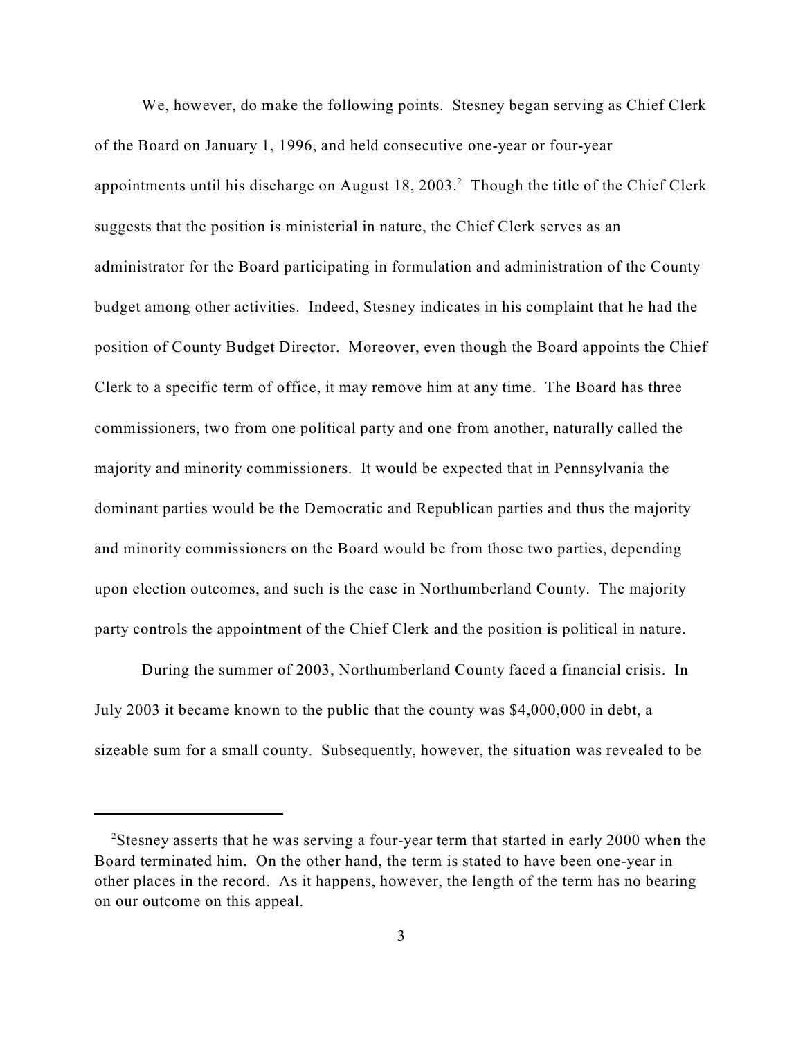We, however, do make the following points. Stesney began serving as Chief Clerk of the Board on January 1, 1996, and held consecutive one-year or four-year appointments until his discharge on August 18, 2003.[2] Though the title of the Chief Clerk suggests that the position is ministerial in nature, the Chief Clerk serves as an administrator for the Board participating in formulation and administration of the County budget among other activities. Indeed, Stesney indicates in his complaint that he had the position of County Budget Director. Moreover, even though the Board appoints the Chief Clerk to a specific term of office, it may remove him at any time. The Board has three commissioners, two from one political party and one from another, naturally called the majority and minority commissioners. It would be expected that in Pennsylvania the dominant parties would be the Democratic and Republican parties and thus the majority and minority commissioners on the Board would be from those two parties, depending upon election outcomes, and such is the case in Northumberland County. The majority party controls the appointment of the Chief Clerk and the position is political in nature.

During the summer of 2003, Northumberland County faced a financial crisis. In July 2003 it became known to the public that the county was $4,000,000 in debt, a sizeable sum for a small county. Subsequently, however, the situation was revealed to be

---

[2] Stesney asserts that he was serving a four-year term that started in early 2000 when the Board terminated him. On the other hand, the term is stated to have been one-year in other places in the record. As it happens, however, the length of the term has no bearing on our outcome on this appeal.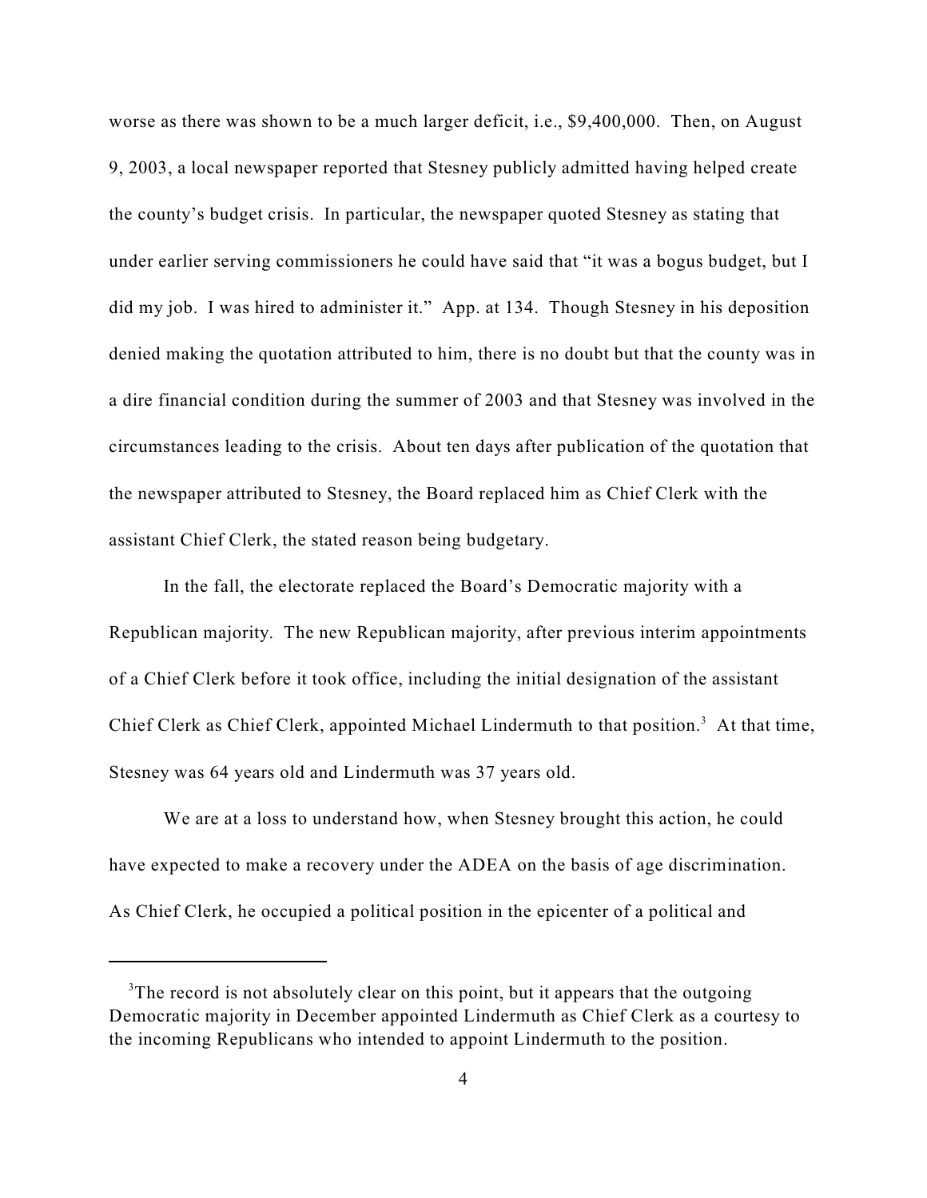worse as there was shown to be a much larger deficit, i.e., $9,400,000. Then, on August 9, 2003, a local newspaper reported that Stesney publicly admitted having helped create the county's budget crisis. In particular, the newspaper quoted Stesney as stating that under earlier serving commissioners he could have said that "it was a bogus budget, but I did my job. I was hired to administer it." App. at 134. Though Stesney in his deposition denied making the quotation attributed to him, there is no doubt but that the county was in a dire financial condition during the summer of 2003 and that Stesney was involved in the circumstances leading to the crisis. About ten days after publication of the quotation that the newspaper attributed to Stesney, the Board replaced him as Chief Clerk with the assistant Chief Clerk, the stated reason being budgetary.

In the fall, the electorate replaced the Board's Democratic majority with a Republican majority. The new Republican majority, after previous interim appointments of a Chief Clerk before it took office, including the initial designation of the assistant Chief Clerk as Chief Clerk, appointed Michael Lindermuth to that position.[3] At that time, Stesney was 64 years old and Lindermuth was 37 years old.

We are at a loss to understand how, when Stesney brought this action, he could have expected to make a recovery under the ADEA on the basis of age discrimination. As Chief Clerk, he occupied a political position in the epicenter of a political and

---

[3]The record is not absolutely clear on this point, but it appears that the outgoing Democratic majority in December appointed Lindermuth as Chief Clerk as a courtesy to the incoming Republicans who intended to appoint Lindermuth to the position.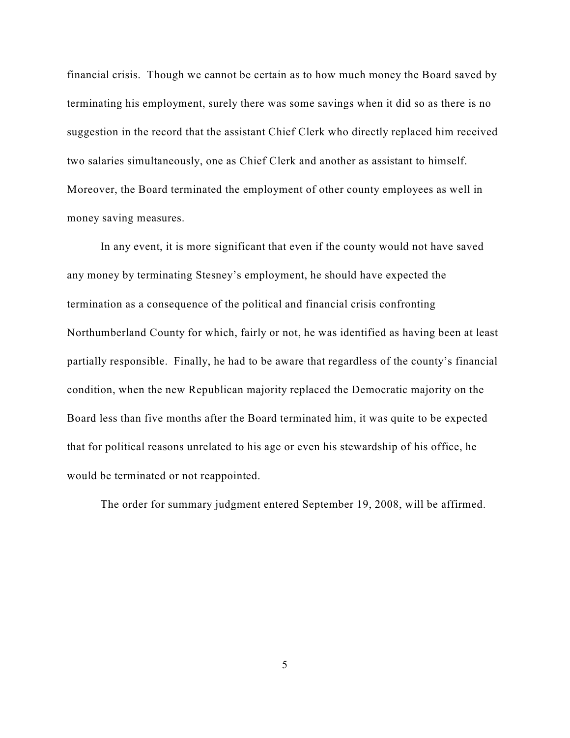financial crisis. Though we cannot be certain as to how much money the Board saved by terminating his employment, surely there was some savings when it did so as there is no suggestion in the record that the assistant Chief Clerk who directly replaced him received two salaries simultaneously, one as Chief Clerk and another as assistant to himself. Moreover, the Board terminated the employment of other county employees as well in money saving measures.

In any event, it is more significant that even if the county would not have saved any money by terminating Stesney's employment, he should have expected the termination as a consequence of the political and financial crisis confronting Northumberland County for which, fairly or not, he was identified as having been at least partially responsible. Finally, he had to be aware that regardless of the county's financial condition, when the new Republican majority replaced the Democratic majority on the Board less than five months after the Board terminated him, it was quite to be expected that for political reasons unrelated to his age or even his stewardship of his office, he would be terminated or not reappointed.

The order for summary judgment entered September 19, 2008, will be affirmed.